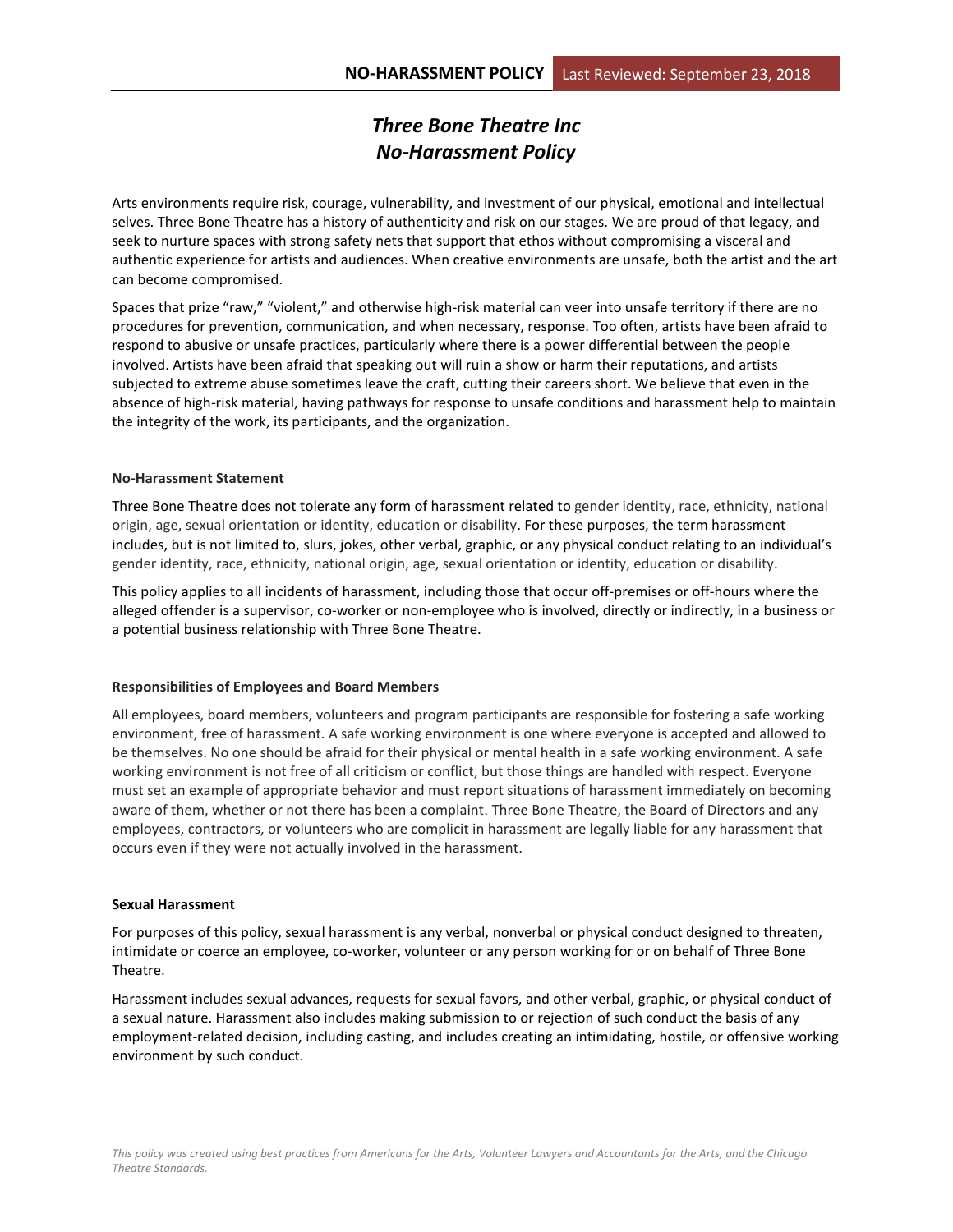# *Three Bone Theatre Inc*
# *No-Harassment Policy*

Arts environments require risk, courage, vulnerability, and investment of our physical, emotional and intellectual selves. Three Bone Theatre has a history of authenticity and risk on our stages. We are proud of that legacy, and seek to nurture spaces with strong safety nets that support that ethos without compromising a visceral and authentic experience for artists and audiences. When creative environments are unsafe, both the artist and the art can become compromised.

Spaces that prize "raw," "violent," and otherwise high-risk material can veer into unsafe territory if there are no procedures for prevention, communication, and when necessary, response. Too often, artists have been afraid to respond to abusive or unsafe practices, particularly where there is a power differential between the people involved. Artists have been afraid that speaking out will ruin a show or harm their reputations, and artists subjected to extreme abuse sometimes leave the craft, cutting their careers short. We believe that even in the absence of high-risk material, having pathways for response to unsafe conditions and harassment help to maintain the integrity of the work, its participants, and the organization.

**No-Harassment Statement**

Three Bone Theatre does not tolerate any form of harassment related to gender identity, race, ethnicity, national origin, age, sexual orientation or identity, education or disability. For these purposes, the term harassment includes, but is not limited to, slurs, jokes, other verbal, graphic, or any physical conduct relating to an individual's gender identity, race, ethnicity, national origin, age, sexual orientation or identity, education or disability.

This policy applies to all incidents of harassment, including those that occur off-premises or off-hours where the alleged offender is a supervisor, co-worker or non-employee who is involved, directly or indirectly, in a business or a potential business relationship with Three Bone Theatre.

**Responsibilities of Employees and Board Members**

All employees, board members, volunteers and program participants are responsible for fostering a safe working environment, free of harassment. A safe working environment is one where everyone is accepted and allowed to be themselves. No one should be afraid for their physical or mental health in a safe working environment. A safe working environment is not free of all criticism or conflict, but those things are handled with respect. Everyone must set an example of appropriate behavior and must report situations of harassment immediately on becoming aware of them, whether or not there has been a complaint. Three Bone Theatre, the Board of Directors and any employees, contractors, or volunteers who are complicit in harassment are legally liable for any harassment that occurs even if they were not actually involved in the harassment.

**Sexual Harassment**

For purposes of this policy, sexual harassment is any verbal, nonverbal or physical conduct designed to threaten, intimidate or coerce an employee, co-worker, volunteer or any person working for or on behalf of Three Bone Theatre.

Harassment includes sexual advances, requests for sexual favors, and other verbal, graphic, or physical conduct of a sexual nature. Harassment also includes making submission to or rejection of such conduct the basis of any employment-related decision, including casting, and includes creating an intimidating, hostile, or offensive working environment by such conduct.

*This policy was created using best practices from Americans for the Arts, Volunteer Lawyers and Accountants for the Arts, and the Chicago Theatre Standards.*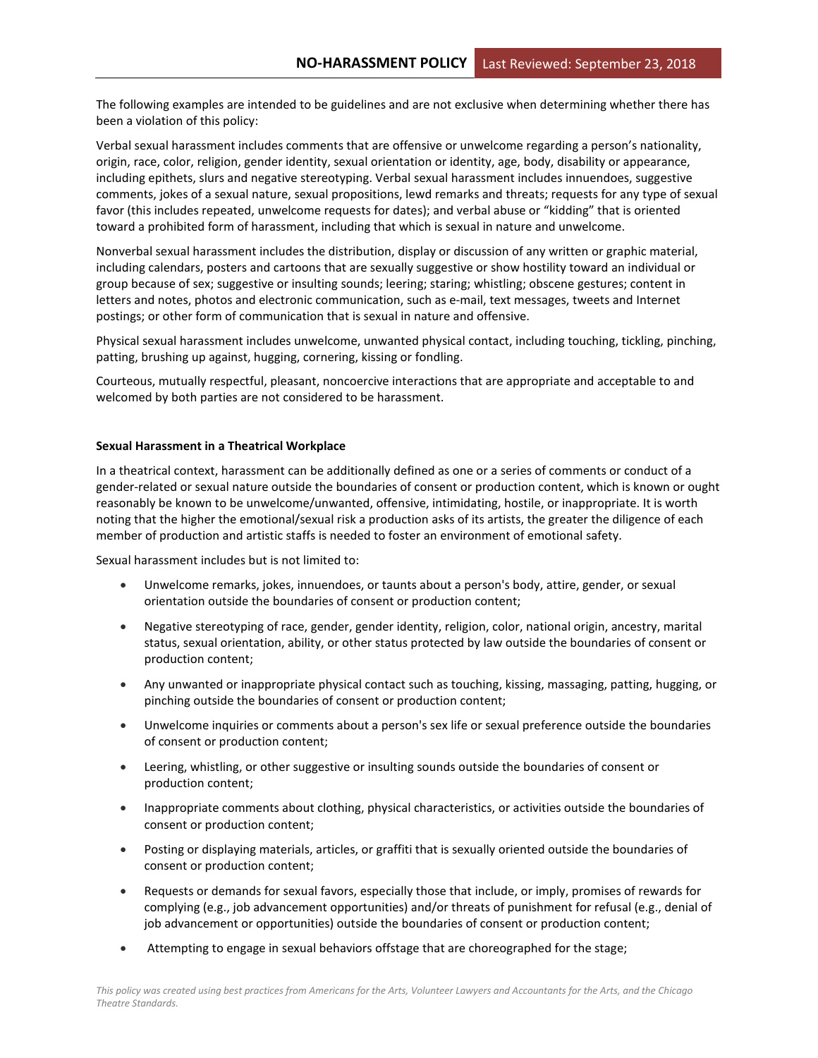The following examples are intended to be guidelines and are not exclusive when determining whether there has been a violation of this policy:

Verbal sexual harassment includes comments that are offensive or unwelcome regarding a person's nationality, origin, race, color, religion, gender identity, sexual orientation or identity, age, body, disability or appearance, including epithets, slurs and negative stereotyping. Verbal sexual harassment includes innuendoes, suggestive comments, jokes of a sexual nature, sexual propositions, lewd remarks and threats; requests for any type of sexual favor (this includes repeated, unwelcome requests for dates); and verbal abuse or "kidding" that is oriented toward a prohibited form of harassment, including that which is sexual in nature and unwelcome.

Nonverbal sexual harassment includes the distribution, display or discussion of any written or graphic material, including calendars, posters and cartoons that are sexually suggestive or show hostility toward an individual or group because of sex; suggestive or insulting sounds; leering; staring; whistling; obscene gestures; content in letters and notes, photos and electronic communication, such as e-mail, text messages, tweets and Internet postings; or other form of communication that is sexual in nature and offensive.

Physical sexual harassment includes unwelcome, unwanted physical contact, including touching, tickling, pinching, patting, brushing up against, hugging, cornering, kissing or fondling.

Courteous, mutually respectful, pleasant, noncoercive interactions that are appropriate and acceptable to and welcomed by both parties are not considered to be harassment.

**Sexual Harassment in a Theatrical Workplace**

In a theatrical context, harassment can be additionally defined as one or a series of comments or conduct of a gender-related or sexual nature outside the boundaries of consent or production content, which is known or ought reasonably be known to be unwelcome/unwanted, offensive, intimidating, hostile, or inappropriate. It is worth noting that the higher the emotional/sexual risk a production asks of its artists, the greater the diligence of each member of production and artistic staffs is needed to foster an environment of emotional safety.

Sexual harassment includes but is not limited to:

- Unwelcome remarks, jokes, innuendoes, or taunts about a person's body, attire, gender, or sexual orientation outside the boundaries of consent or production content;
- Negative stereotyping of race, gender, gender identity, religion, color, national origin, ancestry, marital status, sexual orientation, ability, or other status protected by law outside the boundaries of consent or production content;
- Any unwanted or inappropriate physical contact such as touching, kissing, massaging, patting, hugging, or pinching outside the boundaries of consent or production content;
- Unwelcome inquiries or comments about a person's sex life or sexual preference outside the boundaries of consent or production content;
- Leering, whistling, or other suggestive or insulting sounds outside the boundaries of consent or production content;
- Inappropriate comments about clothing, physical characteristics, or activities outside the boundaries of consent or production content;
- Posting or displaying materials, articles, or graffiti that is sexually oriented outside the boundaries of consent or production content;
- Requests or demands for sexual favors, especially those that include, or imply, promises of rewards for complying (e.g., job advancement opportunities) and/or threats of punishment for refusal (e.g., denial of job advancement or opportunities) outside the boundaries of consent or production content;
- Attempting to engage in sexual behaviors offstage that are choreographed for the stage;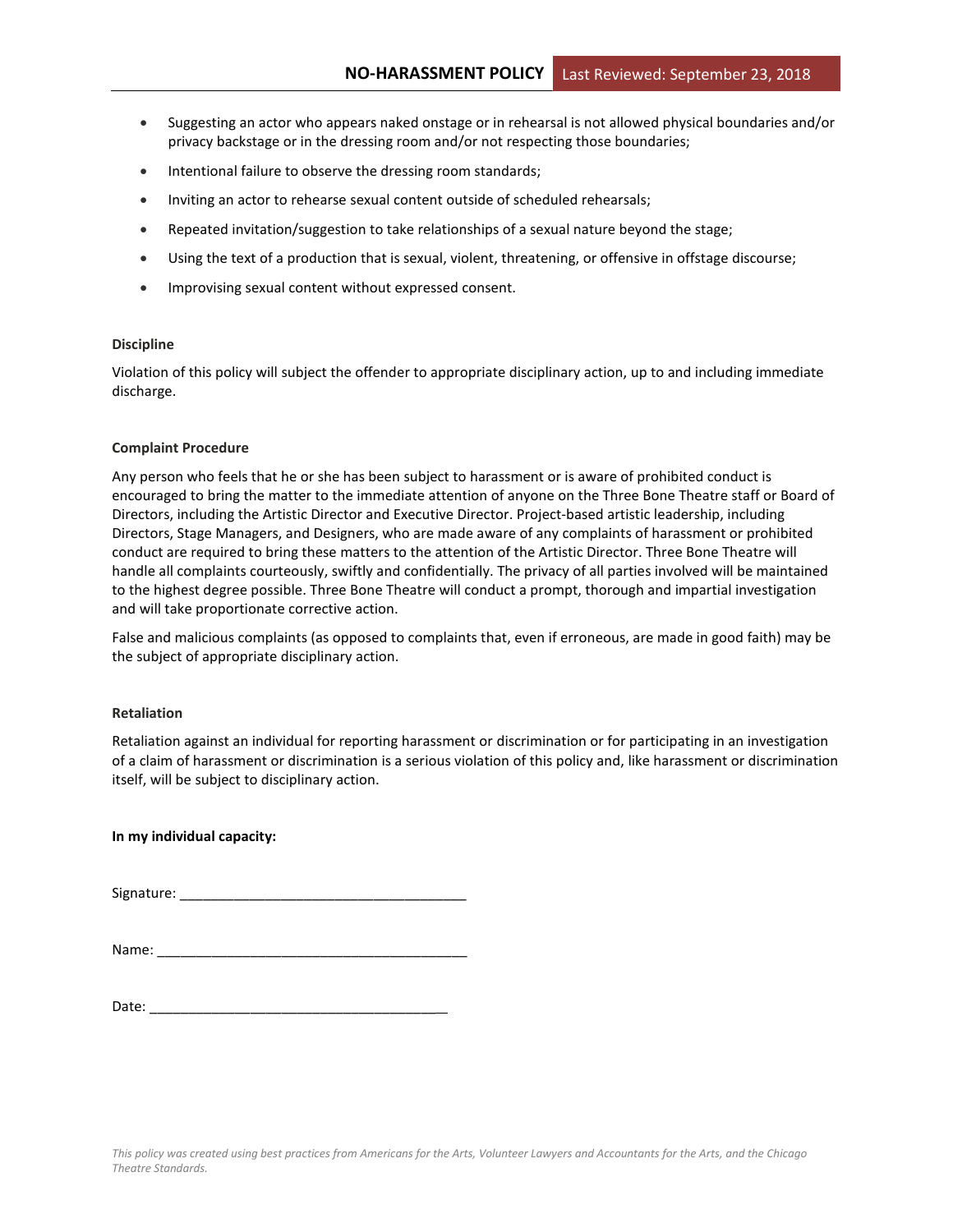- Suggesting an actor who appears naked onstage or in rehearsal is not allowed physical boundaries and/or privacy backstage or in the dressing room and/or not respecting those boundaries;
- Intentional failure to observe the dressing room standards;
- Inviting an actor to rehearse sexual content outside of scheduled rehearsals;
- Repeated invitation/suggestion to take relationships of a sexual nature beyond the stage;
- Using the text of a production that is sexual, violent, threatening, or offensive in offstage discourse;
- Improvising sexual content without expressed consent.

**Discipline**

Violation of this policy will subject the offender to appropriate disciplinary action, up to and including immediate discharge.

**Complaint Procedure**

Any person who feels that he or she has been subject to harassment or is aware of prohibited conduct is encouraged to bring the matter to the immediate attention of anyone on the Three Bone Theatre staff or Board of Directors, including the Artistic Director and Executive Director. Project-based artistic leadership, including Directors, Stage Managers, and Designers, who are made aware of any complaints of harassment or prohibited conduct are required to bring these matters to the attention of the Artistic Director. Three Bone Theatre will handle all complaints courteously, swiftly and confidentially. The privacy of all parties involved will be maintained to the highest degree possible. Three Bone Theatre will conduct a prompt, thorough and impartial investigation and will take proportionate corrective action.

False and malicious complaints (as opposed to complaints that, even if erroneous, are made in good faith) may be the subject of appropriate disciplinary action.

**Retaliation**

Retaliation against an individual for reporting harassment or discrimination or for participating in an investigation of a claim of harassment or discrimination is a serious violation of this policy and, like harassment or discrimination itself, will be subject to disciplinary action.

**In my individual capacity:**

Signature: _____________________________________

Name: ________________________________________

Date: ________________________________________

*This policy was created using best practices from Americans for the Arts, Volunteer Lawyers and Accountants for the Arts, and the Chicago Theatre Standards.*